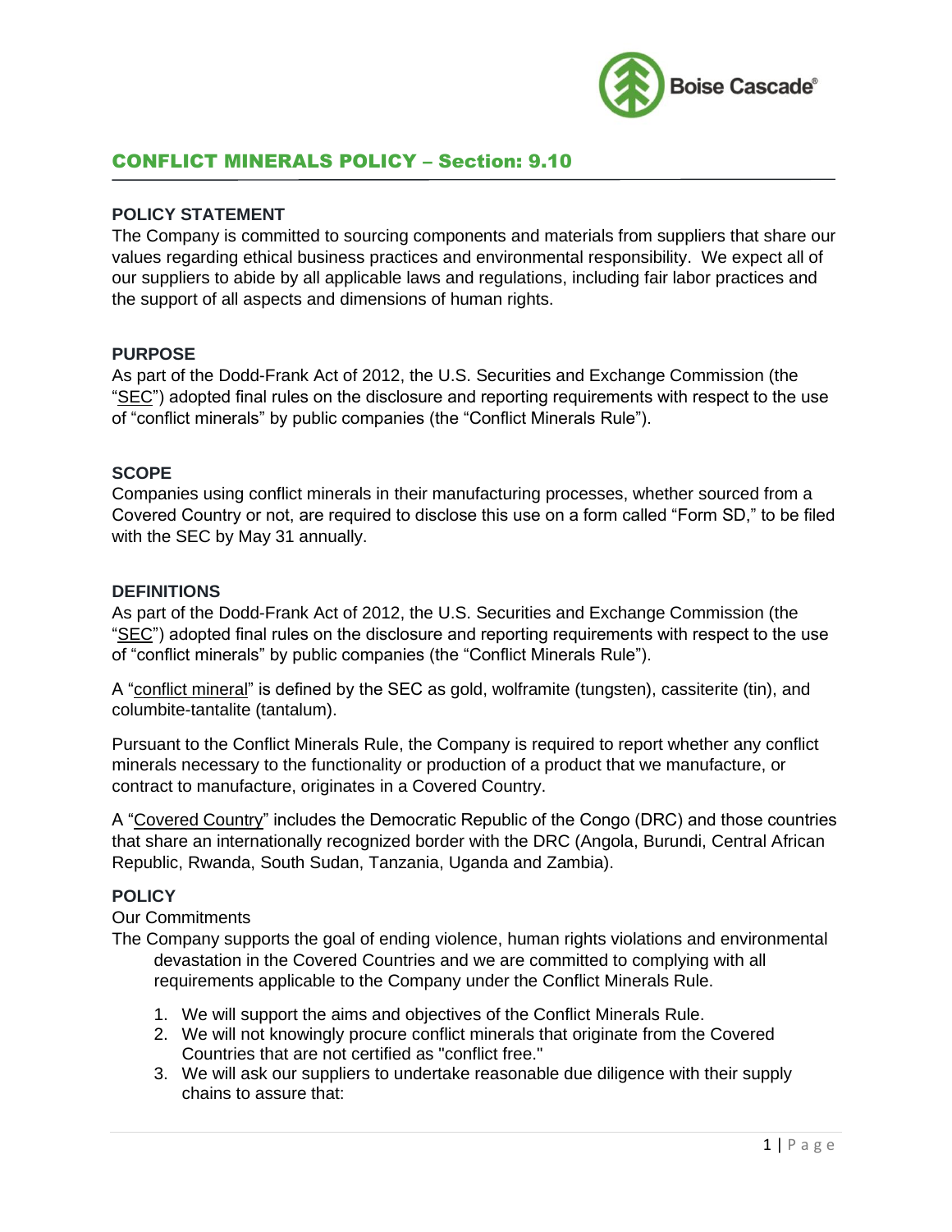Boise Cascade®

# CONFLICT MINERALS POLICY – Section: 9.10

## POLICY STATEMENT

The Company is committed to sourcing components and materials from suppliers that share our values regarding ethical business practices and environmental responsibility. We expect all of our suppliers to abide by all applicable laws and regulations, including fair labor practices and the support of all aspects and dimensions of human rights.

## PURPOSE

As part of the Dodd-Frank Act of 2012, the U.S. Securities and Exchange Commission (the "SEC") adopted final rules on the disclosure and reporting requirements with respect to the use of "conflict minerals" by public companies (the "Conflict Minerals Rule").

## SCOPE

Companies using conflict minerals in their manufacturing processes, whether sourced from a Covered Country or not, are required to disclose this use on a form called "Form SD," to be filed with the SEC by May 31 annually.

## DEFINITIONS

As part of the Dodd-Frank Act of 2012, the U.S. Securities and Exchange Commission (the "SEC") adopted final rules on the disclosure and reporting requirements with respect to the use of "conflict minerals" by public companies (the "Conflict Minerals Rule").

A "conflict mineral" is defined by the SEC as gold, wolframite (tungsten), cassiterite (tin), and columbite-tantalite (tantalum).

Pursuant to the Conflict Minerals Rule, the Company is required to report whether any conflict minerals necessary to the functionality or production of a product that we manufacture, or contract to manufacture, originates in a Covered Country.

A "Covered Country" includes the Democratic Republic of the Congo (DRC) and those countries that share an internationally recognized border with the DRC (Angola, Burundi, Central African Republic, Rwanda, South Sudan, Tanzania, Uganda and Zambia).

## POLICY

Our Commitments

The Company supports the goal of ending violence, human rights violations and environmental devastation in the Covered Countries and we are committed to complying with all requirements applicable to the Company under the Conflict Minerals Rule.

1. We will support the aims and objectives of the Conflict Minerals Rule.
2. We will not knowingly procure conflict minerals that originate from the Covered Countries that are not certified as "conflict free."
3. We will ask our suppliers to undertake reasonable due diligence with their supply chains to assure that: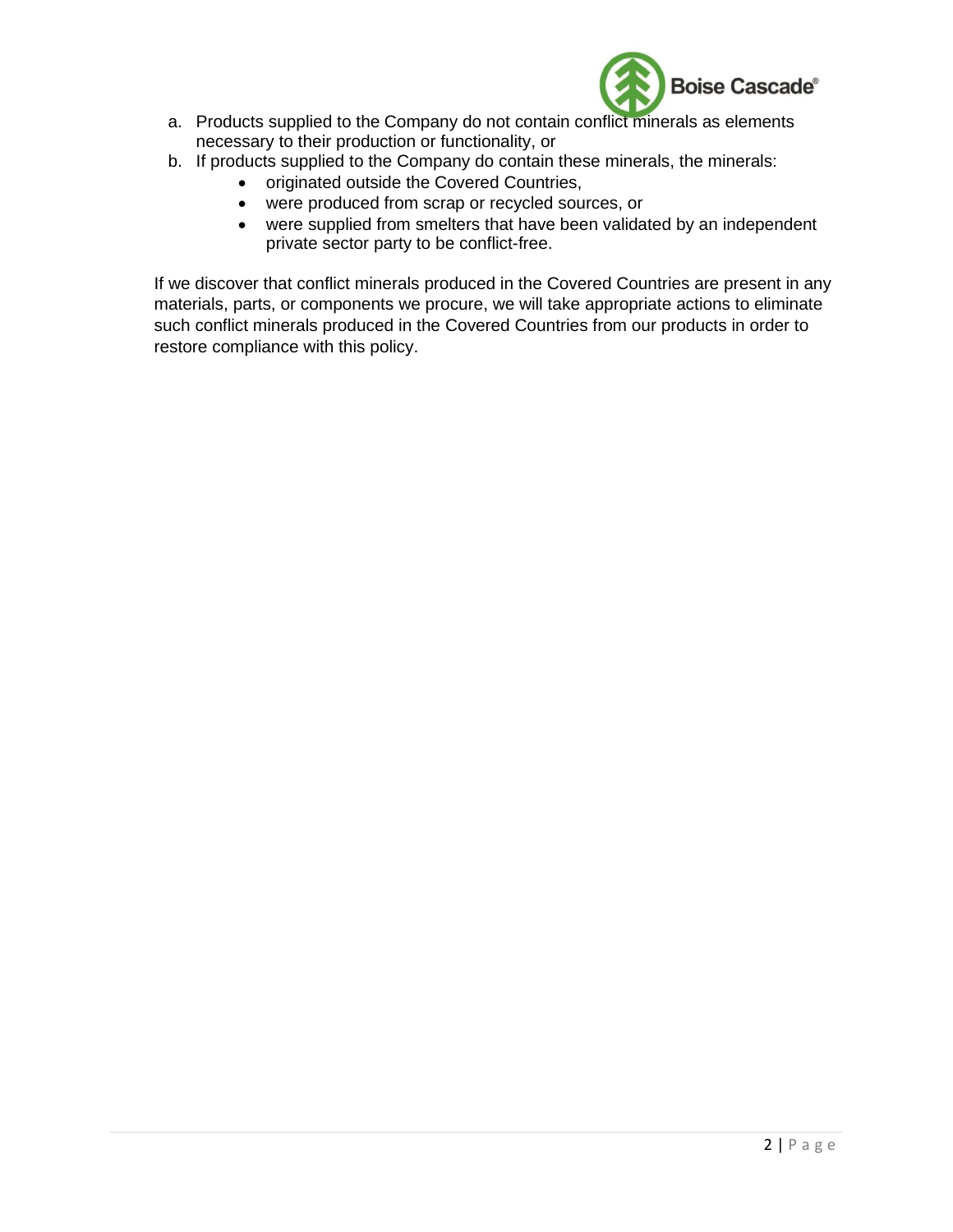a. Products supplied to the Company do not contain conflict minerals as elements necessary to their production or functionality, or
b. If products supplied to the Company do contain these minerals, the minerals:
    - originated outside the Covered Countries,
    - were produced from scrap or recycled sources, or
    - were supplied from smelters that have been validated by an independent private sector party to be conflict-free.

If we discover that conflict minerals produced in the Covered Countries are present in any materials, parts, or components we procure, we will take appropriate actions to eliminate such conflict minerals produced in the Covered Countries from our products in order to restore compliance with this policy.